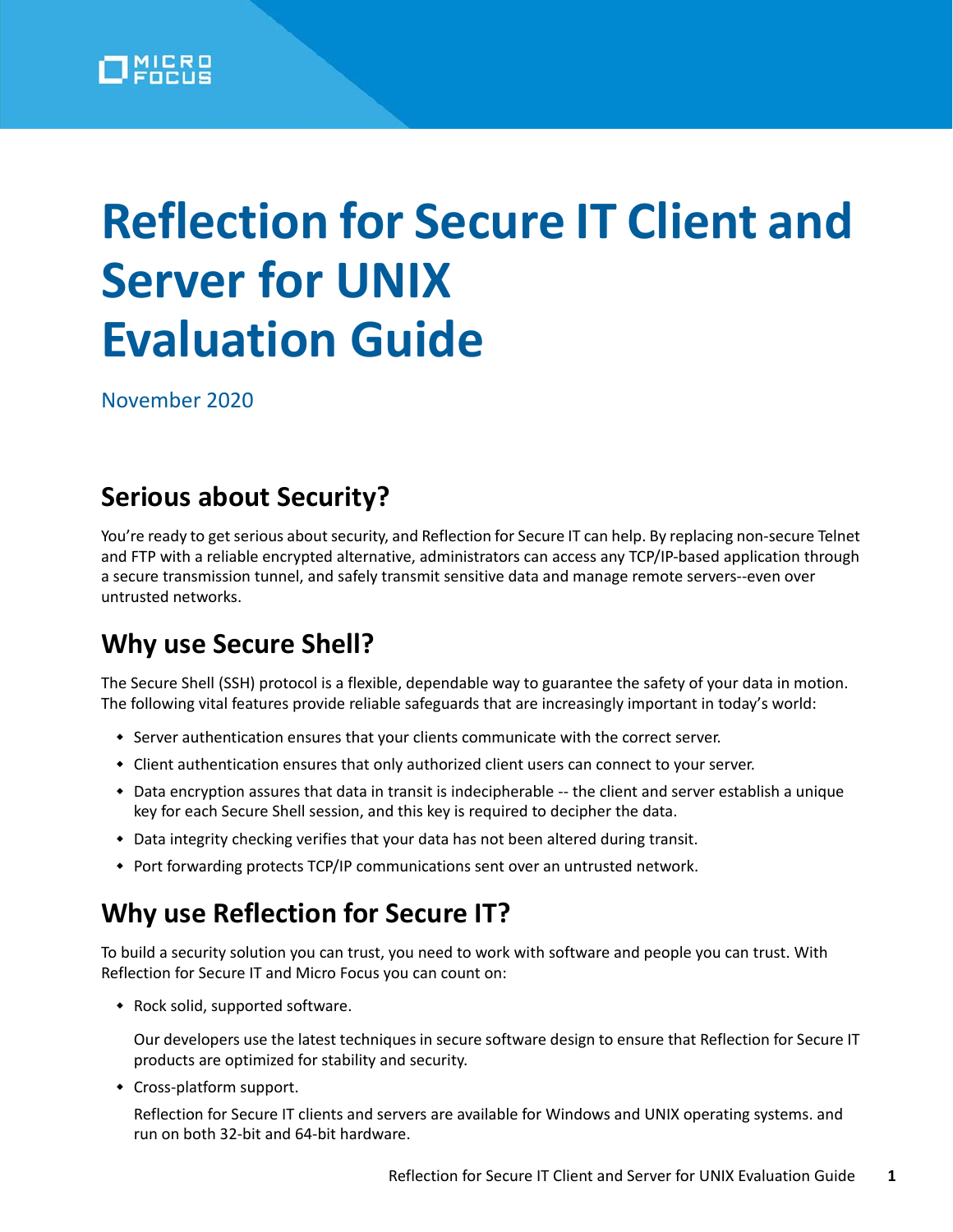# Reflection for Secure IT Client and Server for UNIX Evaluation Guide

November 2020

## Serious about Security?

You're ready to get serious about security, and Reflection for Secure IT can help. By replacing non-secure Telnet and FTP with a reliable encrypted alternative, administrators can access any TCP/IP-based application through a secure transmission tunnel, and safely transmit sensitive data and manage remote servers--even over untrusted networks.

## Why use Secure Shell?

The Secure Shell (SSH) protocol is a flexible, dependable way to guarantee the safety of your data in motion. The following vital features provide reliable safeguards that are increasingly important in today's world:

- Server authentication ensures that your clients communicate with the correct server.
- Client authentication ensures that only authorized client users can connect to your server.
- Data encryption assures that data in transit is indecipherable -- the client and server establish a unique key for each Secure Shell session, and this key is required to decipher the data.
- Data integrity checking verifies that your data has not been altered during transit.
- Port forwarding protects TCP/IP communications sent over an untrusted network.

## Why use Reflection for Secure IT?

To build a security solution you can trust, you need to work with software and people you can trust. With Reflection for Secure IT and Micro Focus you can count on:

- Rock solid, supported software.

  Our developers use the latest techniques in secure software design to ensure that Reflection for Secure IT products are optimized for stability and security.

- Cross-platform support.

  Reflection for Secure IT clients and servers are available for Windows and UNIX operating systems. and run on both 32-bit and 64-bit hardware.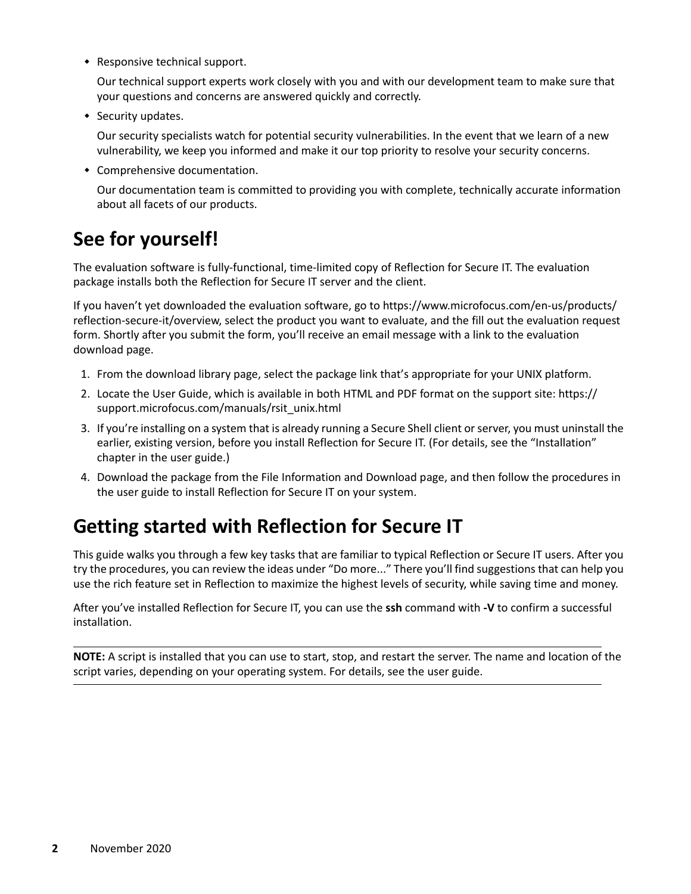- Responsive technical support.

  Our technical support experts work closely with you and with our development team to make sure that your questions and concerns are answered quickly and correctly.

- Security updates.

  Our security specialists watch for potential security vulnerabilities. In the event that we learn of a new vulnerability, we keep you informed and make it our top priority to resolve your security concerns.

- Comprehensive documentation.

  Our documentation team is committed to providing you with complete, technically accurate information about all facets of our products.

## See for yourself!

The evaluation software is fully-functional, time-limited copy of Reflection for Secure IT. The evaluation package installs both the Reflection for Secure IT server and the client.

If you haven't yet downloaded the evaluation software, go to https://www.microfocus.com/en-us/products/reflection-secure-it/overview, select the product you want to evaluate, and the fill out the evaluation request form. Shortly after you submit the form, you'll receive an email message with a link to the evaluation download page.

1. From the download library page, select the package link that's appropriate for your UNIX platform.
2. Locate the User Guide, which is available in both HTML and PDF format on the support site: https://support.microfocus.com/manuals/rsit_unix.html
3. If you're installing on a system that is already running a Secure Shell client or server, you must uninstall the earlier, existing version, before you install Reflection for Secure IT. (For details, see the "Installation" chapter in the user guide.)
4. Download the package from the File Information and Download page, and then follow the procedures in the user guide to install Reflection for Secure IT on your system.

## Getting started with Reflection for Secure IT

This guide walks you through a few key tasks that are familiar to typical Reflection or Secure IT users. After you try the procedures, you can review the ideas under "Do more..." There you'll find suggestions that can help you use the rich feature set in Reflection to maximize the highest levels of security, while saving time and money.

After you've installed Reflection for Secure IT, you can use the **ssh** command with **-V** to confirm a successful installation.

---

**NOTE:** A script is installed that you can use to start, stop, and restart the server. The name and location of the script varies, depending on your operating system. For details, see the user guide.

---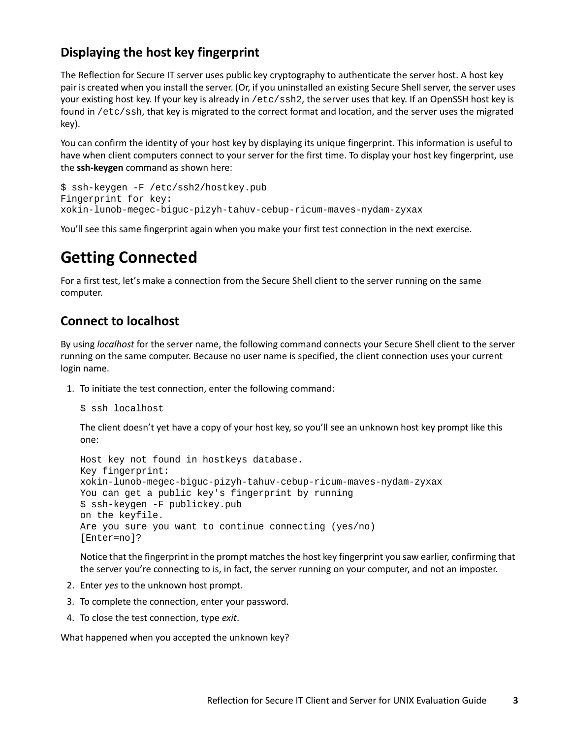### Displaying the host key fingerprint

The Reflection for Secure IT server uses public key cryptography to authenticate the server host. A host key pair is created when you install the server. (Or, if you uninstalled an existing Secure Shell server, the server uses your existing host key. If your key is already in `/etc/ssh2`, the server uses that key. If an OpenSSH host key is found in `/etc/ssh`, that key is migrated to the correct format and location, and the server uses the migrated key).

You can confirm the identity of your host key by displaying its unique fingerprint. This information is useful to have when client computers connect to your server for the first time. To display your host key fingerprint, use the **ssh-keygen** command as shown here:

```
$ ssh-keygen -F /etc/ssh2/hostkey.pub
Fingerprint for key:
xokin-lunob-megec-biguc-pizyh-tahuv-cebup-ricum-maves-nydam-zyxax
```

You'll see this same fingerprint again when you make your first test connection in the next exercise.

# Getting Connected

For a first test, let's make a connection from the Secure Shell client to the server running on the same computer.

## Connect to localhost

By using *localhost* for the server name, the following command connects your Secure Shell client to the server running on the same computer. Because no user name is specified, the client connection uses your current login name.

1. To initiate the test connection, enter the following command:

   ```
   $ ssh localhost
   ```

   The client doesn't yet have a copy of your host key, so you'll see an unknown host key prompt like this one:

   ```
   Host key not found in hostkeys database.
   Key fingerprint:
   xokin-lunob-megec-biguc-pizyh-tahuv-cebup-ricum-maves-nydam-zyxax
   You can get a public key's fingerprint by running
   $ ssh-keygen -F publickey.pub
   on the keyfile.
   Are you sure you want to continue connecting (yes/no)
   [Enter=no]?
   ```

   Notice that the fingerprint in the prompt matches the host key fingerprint you saw earlier, confirming that the server you're connecting to is, in fact, the server running on your computer, and not an imposter.

2. Enter *yes* to the unknown host prompt.
3. To complete the connection, enter your password.
4. To close the test connection, type *exit*.

What happened when you accepted the unknown key?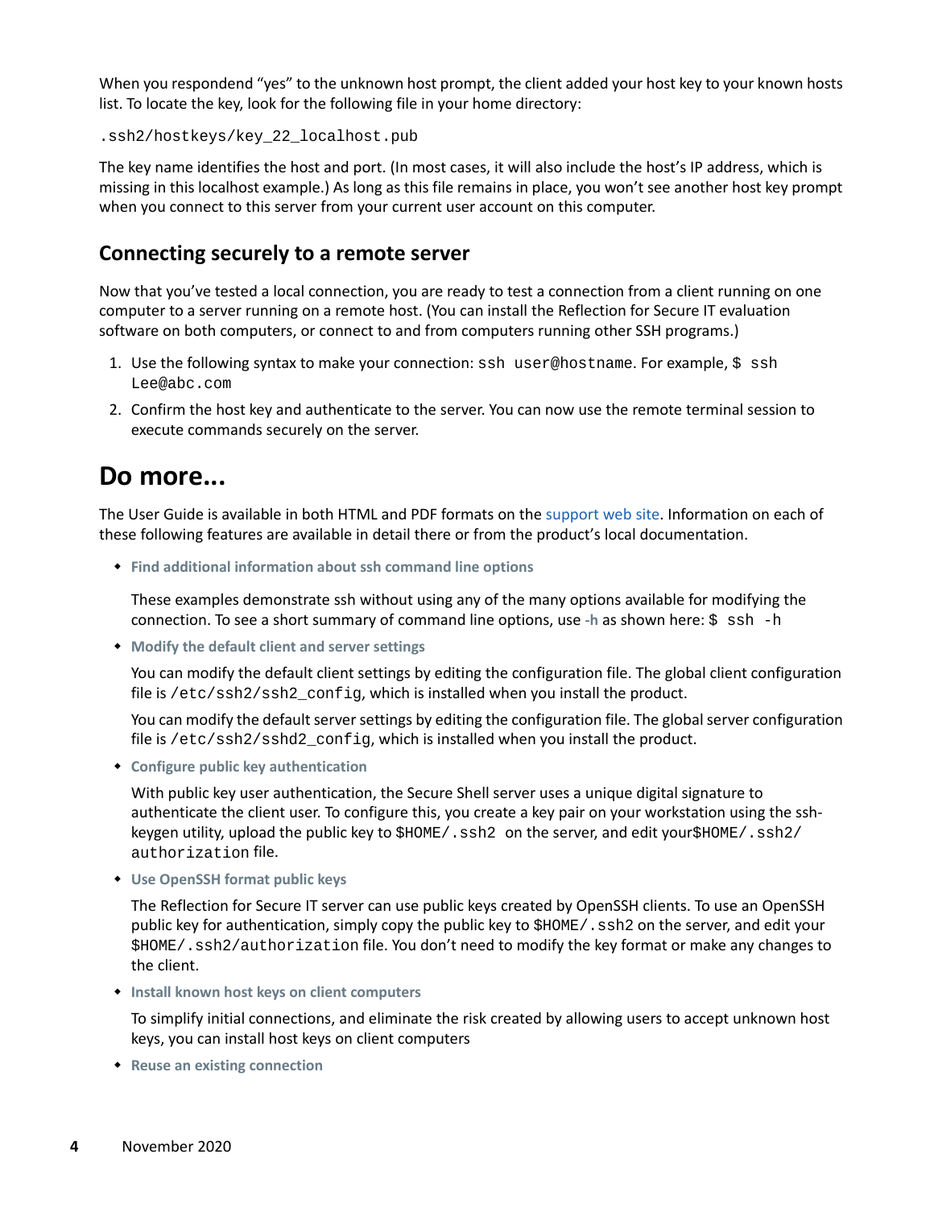When you respondend "yes" to the unknown host prompt, the client added your host key to your known hosts list. To locate the key, look for the following file in your home directory:

```
.ssh2/hostkeys/key_22_localhost.pub
```

The key name identifies the host and port. (In most cases, it will also include the host's IP address, which is missing in this localhost example.) As long as this file remains in place, you won't see another host key prompt when you connect to this server from your current user account on this computer.

### Connecting securely to a remote server

Now that you've tested a local connection, you are ready to test a connection from a client running on one computer to a server running on a remote host. (You can install the Reflection for Secure IT evaluation software on both computers, or connect to and from computers running other SSH programs.)

1. Use the following syntax to make your connection: `ssh user@hostname`. For example, `$ ssh Lee@abc.com`
2. Confirm the host key and authenticate to the server. You can now use the remote terminal session to execute commands securely on the server.

## Do more...

The User Guide is available in both HTML and PDF formats on the support web site. Information on each of these following features are available in detail there or from the product's local documentation.

- **Find additional information about ssh command line options**

  These examples demonstrate ssh without using any of the many options available for modifying the connection. To see a short summary of command line options, use **-h** as shown here: `$ ssh -h`

- **Modify the default client and server settings**

  You can modify the default client settings by editing the configuration file. The global client configuration file is `/etc/ssh2/ssh2_config`, which is installed when you install the product.

  You can modify the default server settings by editing the configuration file. The global server configuration file is `/etc/ssh2/sshd2_config`, which is installed when you install the product.

- **Configure public key authentication**

  With public key user authentication, the Secure Shell server uses a unique digital signature to authenticate the client user. To configure this, you create a key pair on your workstation using the ssh-keygen utility, upload the public key to `$HOME/.ssh2` on the server, and edit your`$HOME/.ssh2/authorization` file.

- **Use OpenSSH format public keys**

  The Reflection for Secure IT server can use public keys created by OpenSSH clients. To use an OpenSSH public key for authentication, simply copy the public key to `$HOME/.ssh2` on the server, and edit your `$HOME/.ssh2/authorization` file. You don't need to modify the key format or make any changes to the client.

- **Install known host keys on client computers**

  To simplify initial connections, and eliminate the risk created by allowing users to accept unknown host keys, you can install host keys on client computers

- **Reuse an existing connection**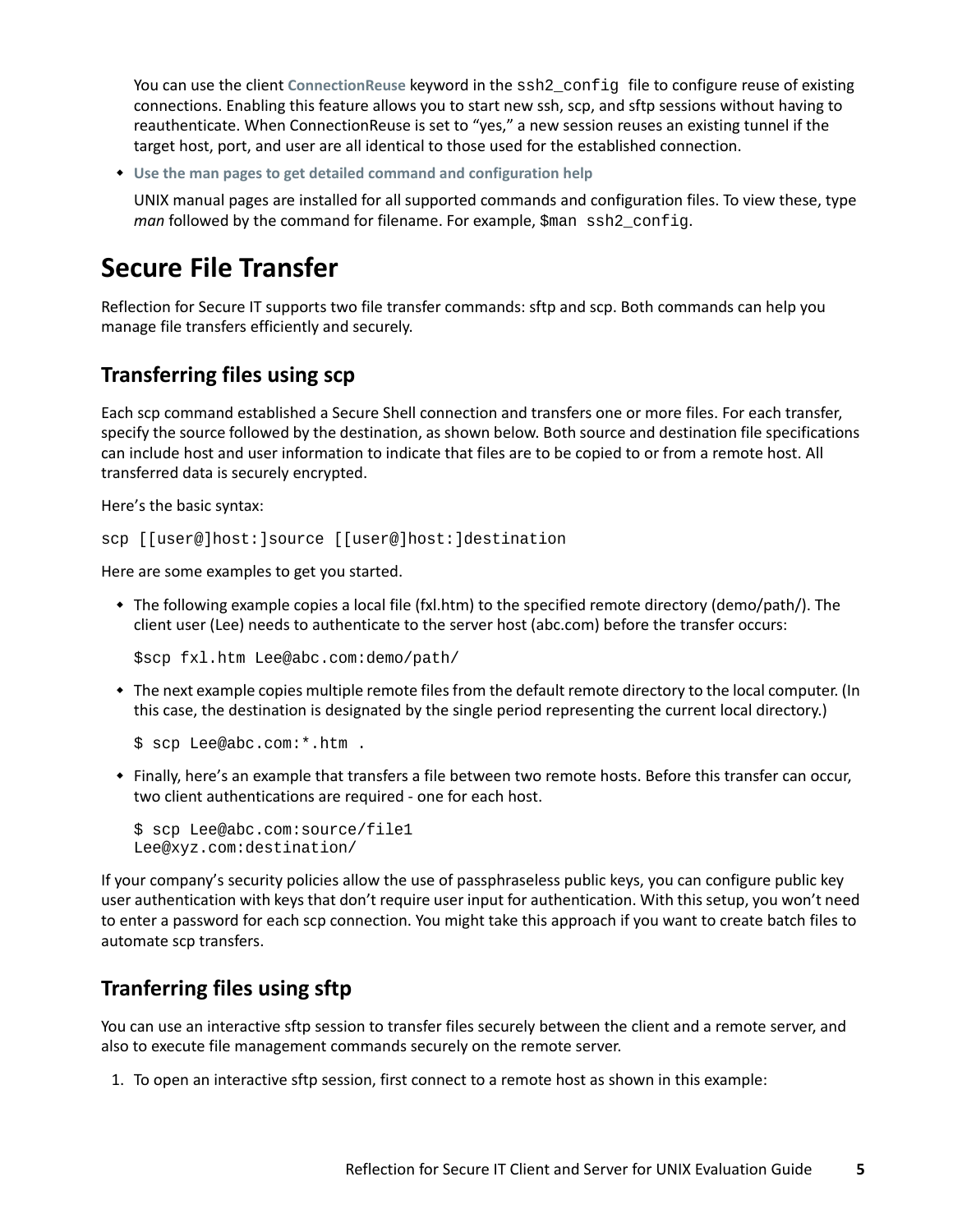You can use the client **ConnectionReuse** keyword in the `ssh2_config` file to configure reuse of existing connections. Enabling this feature allows you to start new ssh, scp, and sftp sessions without having to reauthenticate. When ConnectionReuse is set to "yes," a new session reuses an existing tunnel if the target host, port, and user are all identical to those used for the established connection.

- **Use the man pages to get detailed command and configuration help**

  UNIX manual pages are installed for all supported commands and configuration files. To view these, type *man* followed by the command for filename. For example, `$man ssh2_config`.

# Secure File Transfer

Reflection for Secure IT supports two file transfer commands: sftp and scp. Both commands can help you manage file transfers efficiently and securely.

## Transferring files using scp

Each scp command established a Secure Shell connection and transfers one or more files. For each transfer, specify the source followed by the destination, as shown below. Both source and destination file specifications can include host and user information to indicate that files are to be copied to or from a remote host. All transferred data is securely encrypted.

Here's the basic syntax:

```
scp [[user@]host:]source [[user@]host:]destination
```

Here are some examples to get you started.

- The following example copies a local file (fxl.htm) to the specified remote directory (demo/path/). The client user (Lee) needs to authenticate to the server host (abc.com) before the transfer occurs:

  ```
  $scp fxl.htm Lee@abc.com:demo/path/
  ```

- The next example copies multiple remote files from the default remote directory to the local computer. (In this case, the destination is designated by the single period representing the current local directory.)

  ```
  $ scp Lee@abc.com:*.htm .
  ```

- Finally, here's an example that transfers a file between two remote hosts. Before this transfer can occur, two client authentications are required - one for each host.

  ```
  $ scp Lee@abc.com:source/file1
  Lee@xyz.com:destination/
  ```

If your company's security policies allow the use of passphraseless public keys, you can configure public key user authentication with keys that don't require user input for authentication. With this setup, you won't need to enter a password for each scp connection. You might take this approach if you want to create batch files to automate scp transfers.

## Tranferring files using sftp

You can use an interactive sftp session to transfer files securely between the client and a remote server, and also to execute file management commands securely on the remote server.

1. To open an interactive sftp session, first connect to a remote host as shown in this example: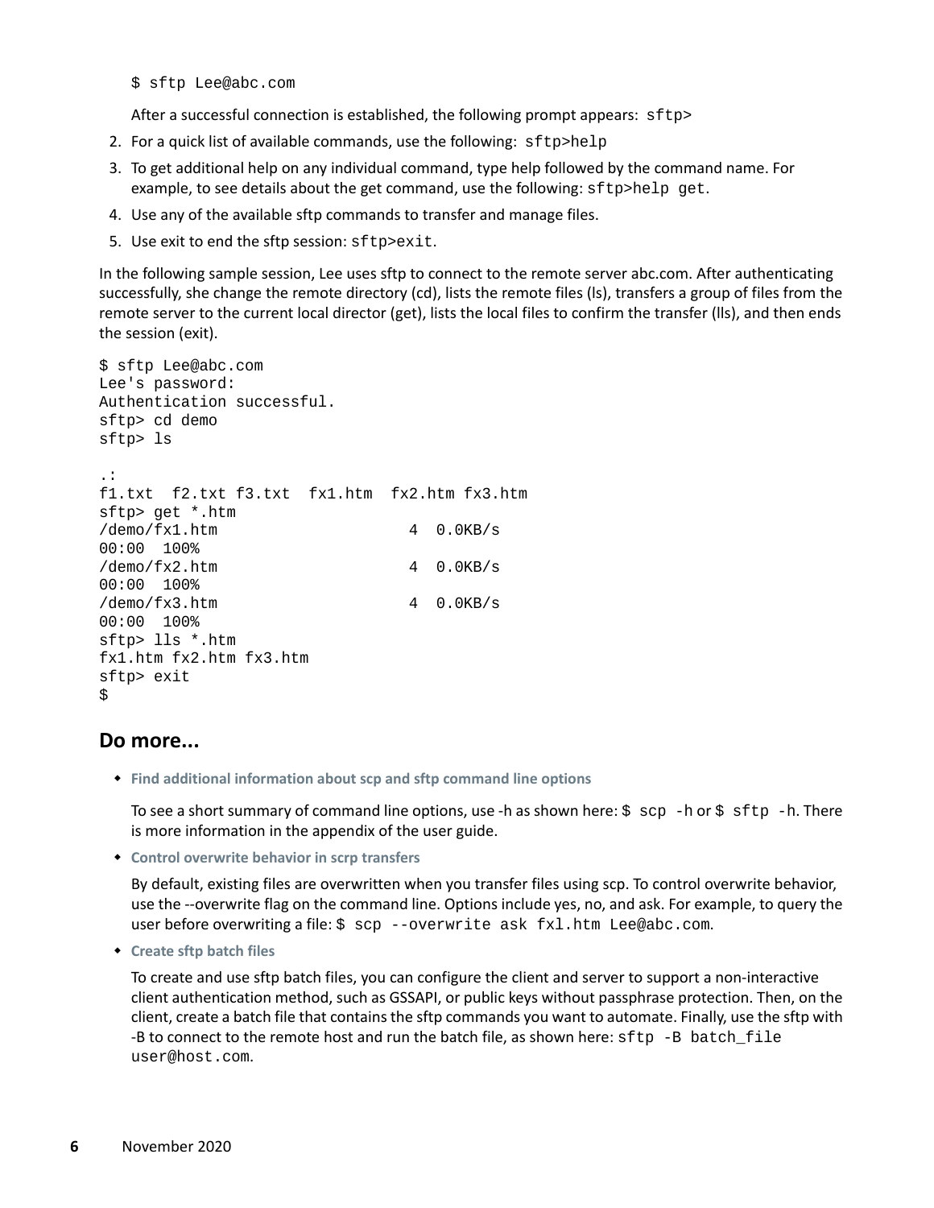```
$ sftp Lee@abc.com
```

After a successful connection is established, the following prompt appears: `sftp>`

2. For a quick list of available commands, use the following: `sftp>help`
3. To get additional help on any individual command, type help followed by the command name. For example, to see details about the get command, use the following: `sftp>help get`.
4. Use any of the available sftp commands to transfer and manage files.
5. Use exit to end the sftp session: `sftp>exit`.

In the following sample session, Lee uses sftp to connect to the remote server abc.com. After authenticating successfully, she change the remote directory (cd), lists the remote files (ls), transfers a group of files from the remote server to the current local director (get), lists the local files to confirm the transfer (lls), and then ends the session (exit).

```
$ sftp Lee@abc.com
Lee's password:
Authentication successful.
sftp> cd demo
sftp> ls

.:
f1.txt  f2.txt f3.txt  fx1.htm  fx2.htm fx3.htm
sftp> get *.htm
/demo/fx1.htm                    4  0.0KB/s
00:00  100%
/demo/fx2.htm                    4  0.0KB/s
00:00  100%
/demo/fx3.htm                    4  0.0KB/s
00:00  100%
sftp> lls *.htm
fx1.htm fx2.htm fx3.htm
sftp> exit
$
```

## Do more...

- **Find additional information about scp and sftp command line options**

  To see a short summary of command line options, use -h as shown here: `$ scp -h` or `$ sftp -h`. There is more information in the appendix of the user guide.

- **Control overwrite behavior in scrp transfers**

  By default, existing files are overwritten when you transfer files using scp. To control overwrite behavior, use the --overwrite flag on the command line. Options include yes, no, and ask. For example, to query the user before overwriting a file: `$ scp --overwrite ask fxl.htm Lee@abc.com`.

- **Create sftp batch files**

  To create and use sftp batch files, you can configure the client and server to support a non-interactive client authentication method, such as GSSAPI, or public keys without passphrase protection. Then, on the client, create a batch file that contains the sftp commands you want to automate. Finally, use the sftp with -B to connect to the remote host and run the batch file, as shown here: `sftp -B batch_file user@host.com`.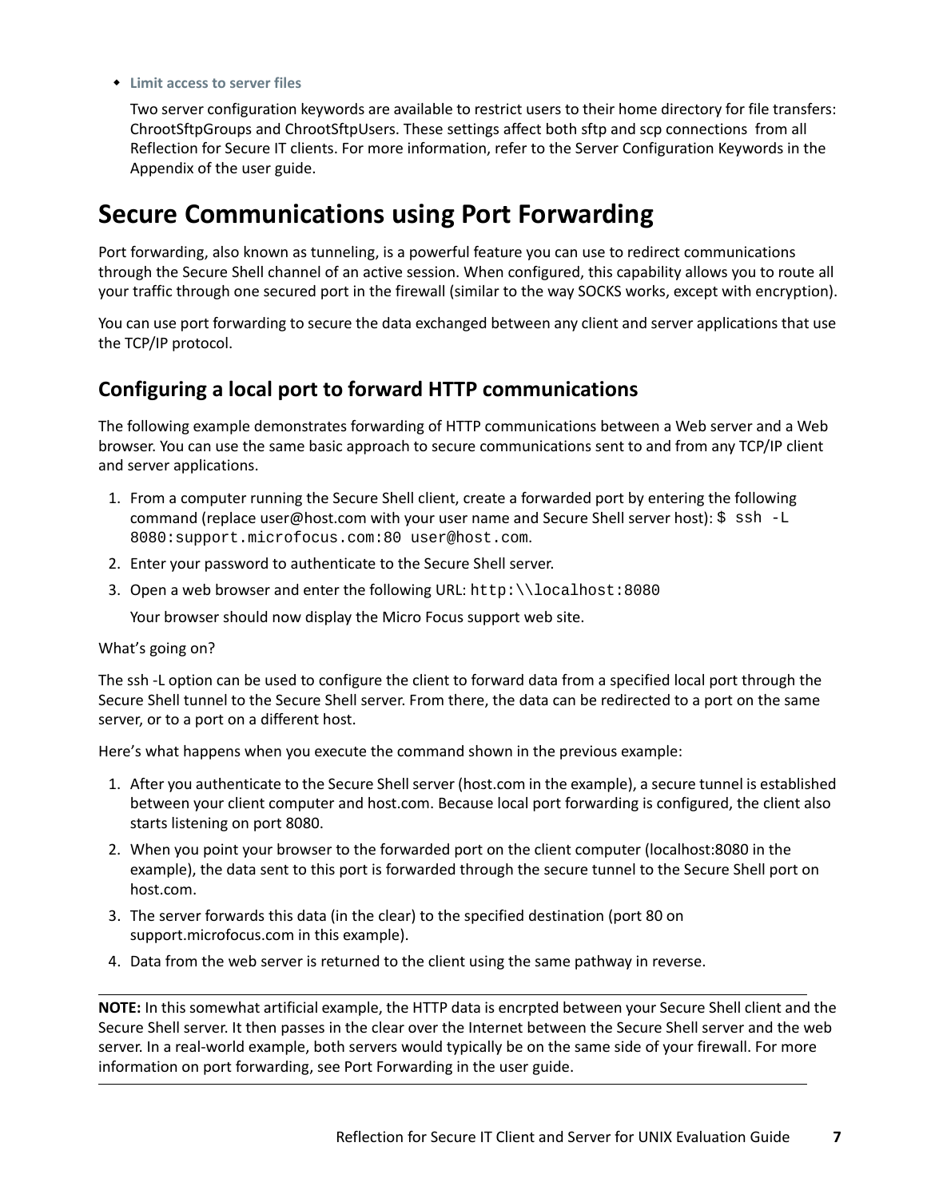- **Limit access to server files**

  Two server configuration keywords are available to restrict users to their home directory for file transfers: ChrootSftpGroups and ChrootSftpUsers. These settings affect both sftp and scp connections from all Reflection for Secure IT clients. For more information, refer to the Server Configuration Keywords in the Appendix of the user guide.

# Secure Communications using Port Forwarding

Port forwarding, also known as tunneling, is a powerful feature you can use to redirect communications through the Secure Shell channel of an active session. When configured, this capability allows you to route all your traffic through one secured port in the firewall (similar to the way SOCKS works, except with encryption).

You can use port forwarding to secure the data exchanged between any client and server applications that use the TCP/IP protocol.

## Configuring a local port to forward HTTP communications

The following example demonstrates forwarding of HTTP communications between a Web server and a Web browser. You can use the same basic approach to secure communications sent to and from any TCP/IP client and server applications.

1. From a computer running the Secure Shell client, create a forwarded port by entering the following command (replace user@host.com with your user name and Secure Shell server host): `$ ssh -L 8080:support.microfocus.com:80 user@host.com`.
2. Enter your password to authenticate to the Secure Shell server.
3. Open a web browser and enter the following URL: `http:\\localhost:8080`

   Your browser should now display the Micro Focus support web site.

What's going on?

The ssh -L option can be used to configure the client to forward data from a specified local port through the Secure Shell tunnel to the Secure Shell server. From there, the data can be redirected to a port on the same server, or to a port on a different host.

Here's what happens when you execute the command shown in the previous example:

1. After you authenticate to the Secure Shell server (host.com in the example), a secure tunnel is established between your client computer and host.com. Because local port forwarding is configured, the client also starts listening on port 8080.
2. When you point your browser to the forwarded port on the client computer (localhost:8080 in the example), the data sent to this port is forwarded through the secure tunnel to the Secure Shell port on host.com.
3. The server forwards this data (in the clear) to the specified destination (port 80 on support.microfocus.com in this example).
4. Data from the web server is returned to the client using the same pathway in reverse.

---

**NOTE:** In this somewhat artificial example, the HTTP data is encrpted between your Secure Shell client and the Secure Shell server. It then passes in the clear over the Internet between the Secure Shell server and the web server. In a real-world example, both servers would typically be on the same side of your firewall. For more information on port forwarding, see Port Forwarding in the user guide.

---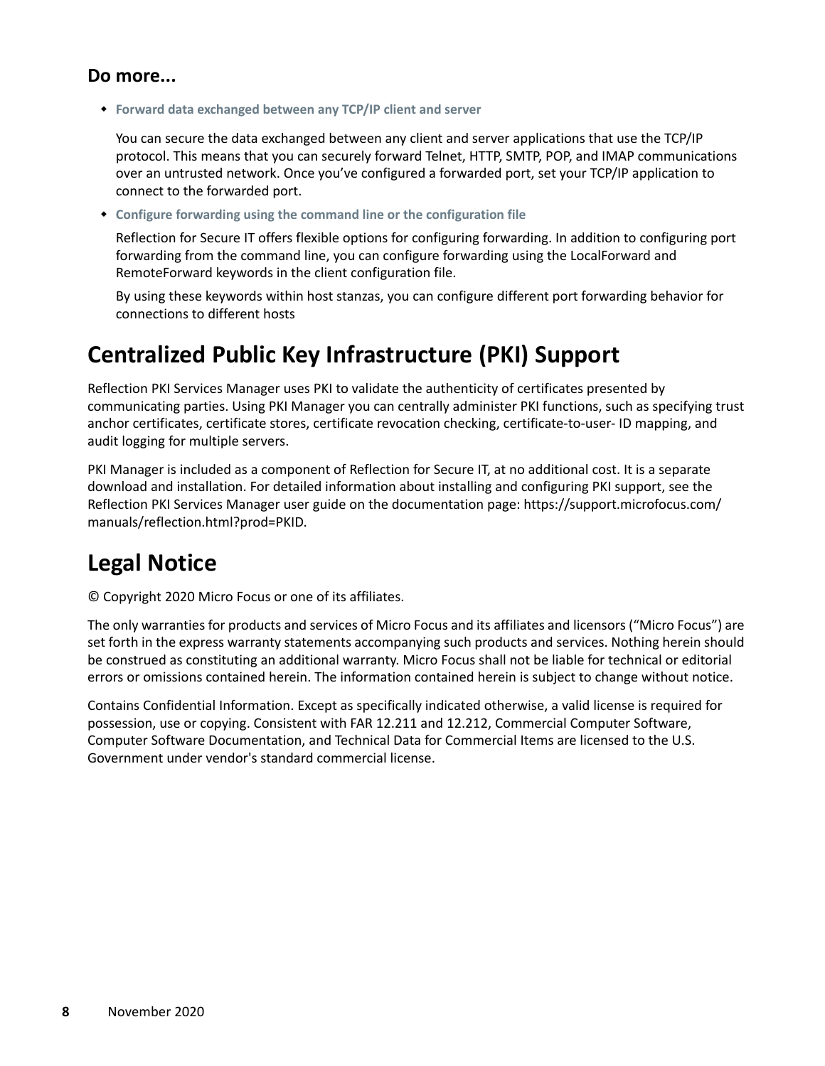### Do more...

- **Forward data exchanged between any TCP/IP client and server**

  You can secure the data exchanged between any client and server applications that use the TCP/IP protocol. This means that you can securely forward Telnet, HTTP, SMTP, POP, and IMAP communications over an untrusted network. Once you've configured a forwarded port, set your TCP/IP application to connect to the forwarded port.

- **Configure forwarding using the command line or the configuration file**

  Reflection for Secure IT offers flexible options for configuring forwarding. In addition to configuring port forwarding from the command line, you can configure forwarding using the LocalForward and RemoteForward keywords in the client configuration file.

  By using these keywords within host stanzas, you can configure different port forwarding behavior for connections to different hosts

## Centralized Public Key Infrastructure (PKI) Support

Reflection PKI Services Manager uses PKI to validate the authenticity of certificates presented by communicating parties. Using PKI Manager you can centrally administer PKI functions, such as specifying trust anchor certificates, certificate stores, certificate revocation checking, certificate-to-user- ID mapping, and audit logging for multiple servers.

PKI Manager is included as a component of Reflection for Secure IT, at no additional cost. It is a separate download and installation. For detailed information about installing and configuring PKI support, see the Reflection PKI Services Manager user guide on the documentation page: https://support.microfocus.com/manuals/reflection.html?prod=PKID.

## Legal Notice

© Copyright 2020 Micro Focus or one of its affiliates.

The only warranties for products and services of Micro Focus and its affiliates and licensors ("Micro Focus") are set forth in the express warranty statements accompanying such products and services. Nothing herein should be construed as constituting an additional warranty. Micro Focus shall not be liable for technical or editorial errors or omissions contained herein. The information contained herein is subject to change without notice.

Contains Confidential Information. Except as specifically indicated otherwise, a valid license is required for possession, use or copying. Consistent with FAR 12.211 and 12.212, Commercial Computer Software, Computer Software Documentation, and Technical Data for Commercial Items are licensed to the U.S. Government under vendor's standard commercial license.